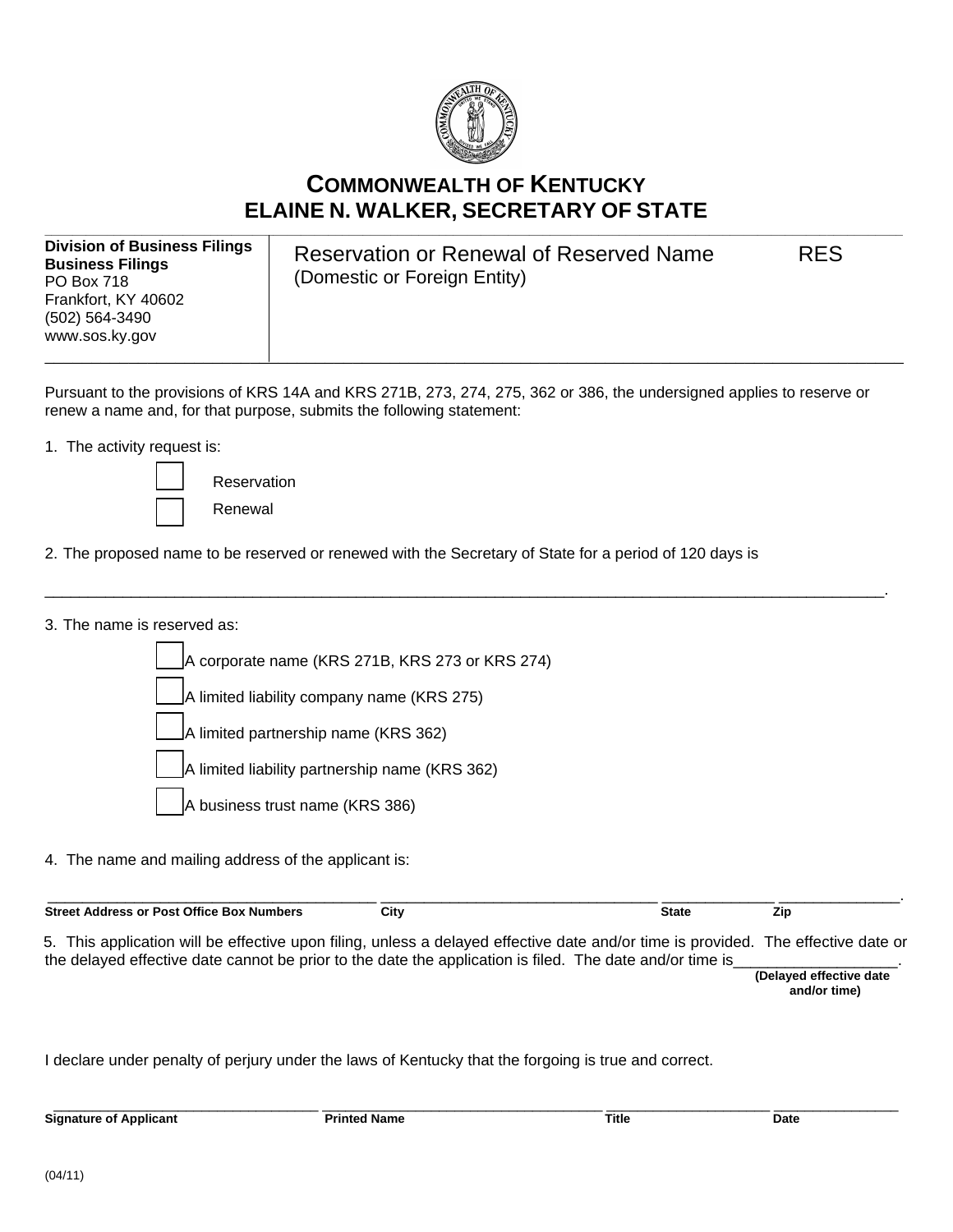# COMMONWEALTH OF KENTUCKY
# ELAINE N. WALKER, SECRETARY OF STATE

**Division of Business Filings**
**Business Filings**
PO Box 718
Frankfort, KY 40602
(502) 564-3490
www.sos.ky.gov

## Reservation or Renewal of Reserved Name — RES
(Domestic or Foreign Entity)

Pursuant to the provisions of KRS 14A and KRS 271B, 273, 274, 275, 362 or 386, the undersigned applies to reserve or renew a name and, for that purpose, submits the following statement:

1. The activity request is:

   ☐ Reservation
   ☐ Renewal

2. The proposed name to be reserved or renewed with the Secretary of State for a period of 120 days is

_______________________________________________________________________________________________.

3. The name is reserved as:

   ☐ A corporate name (KRS 271B, KRS 273 or KRS 274)
   ☐ A limited liability company name (KRS 275)
   ☐ A limited partnership name (KRS 362)
   ☐ A limited liability partnership name (KRS 362)
   ☐ A business trust name (KRS 386)

4. The name and mailing address of the applicant is:

_________________________________________ _________________________________ ______________ _______________.
**Street Address or Post Office Box Numbers** — **City** — **State** — **Zip**

5. This application will be effective upon filing, unless a delayed effective date and/or time is provided. The effective date or the delayed effective date cannot be prior to the date the application is filed. The date and/or time is___________________.
**(Delayed effective date and/or time)**

I declare under penalty of perjury under the laws of Kentucky that the forgoing is true and correct.

_________________________________ _________________________________ ____________________ ________________
**Signature of Applicant** — **Printed Name** — **Title** — **Date**

(04/11)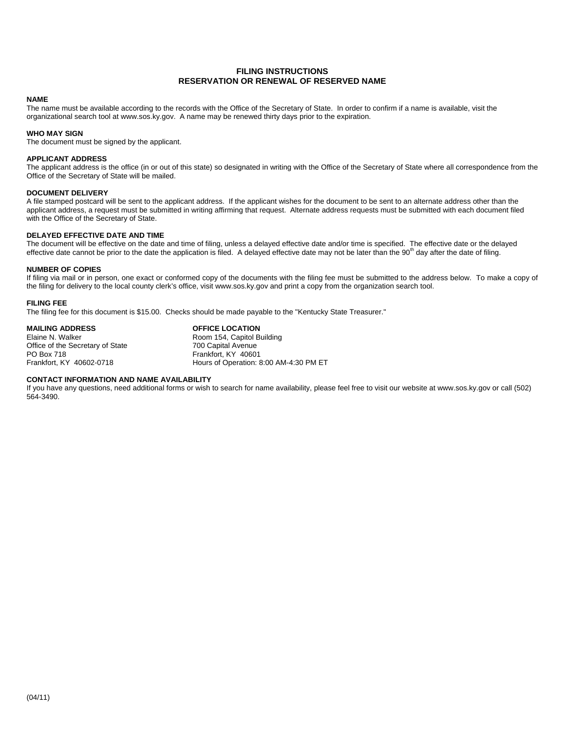# FILING INSTRUCTIONS
## RESERVATION OR RENEWAL OF RESERVED NAME

**NAME**
The name must be available according to the records with the Office of the Secretary of State. In order to confirm if a name is available, visit the organizational search tool at www.sos.ky.gov. A name may be renewed thirty days prior to the expiration.

**WHO MAY SIGN**
The document must be signed by the applicant.

**APPLICANT ADDRESS**
The applicant address is the office (in or out of this state) so designated in writing with the Office of the Secretary of State where all correspondence from the Office of the Secretary of State will be mailed.

**DOCUMENT DELIVERY**
A file stamped postcard will be sent to the applicant address. If the applicant wishes for the document to be sent to an alternate address other than the applicant address, a request must be submitted in writing affirming that request. Alternate address requests must be submitted with each document filed with the Office of the Secretary of State.

**DELAYED EFFECTIVE DATE AND TIME**
The document will be effective on the date and time of filing, unless a delayed effective date and/or time is specified. The effective date or the delayed effective date cannot be prior to the date the application is filed. A delayed effective date may not be later than the 90th day after the date of filing.

**NUMBER OF COPIES**
If filing via mail or in person, one exact or conformed copy of the documents with the filing fee must be submitted to the address below. To make a copy of the filing for delivery to the local county clerk's office, visit www.sos.ky.gov and print a copy from the organization search tool.

**FILING FEE**
The filing fee for this document is $15.00. Checks should be made payable to the "Kentucky State Treasurer."

**MAILING ADDRESS**
Elaine N. Walker
Office of the Secretary of State
PO Box 718
Frankfort, KY 40602-0718

**OFFICE LOCATION**
Room 154, Capitol Building
700 Capital Avenue
Frankfort, KY 40601
Hours of Operation: 8:00 AM-4:30 PM ET

**CONTACT INFORMATION AND NAME AVAILABILITY**
If you have any questions, need additional forms or wish to search for name availability, please feel free to visit our website at www.sos.ky.gov or call (502) 564-3490.

(04/11)